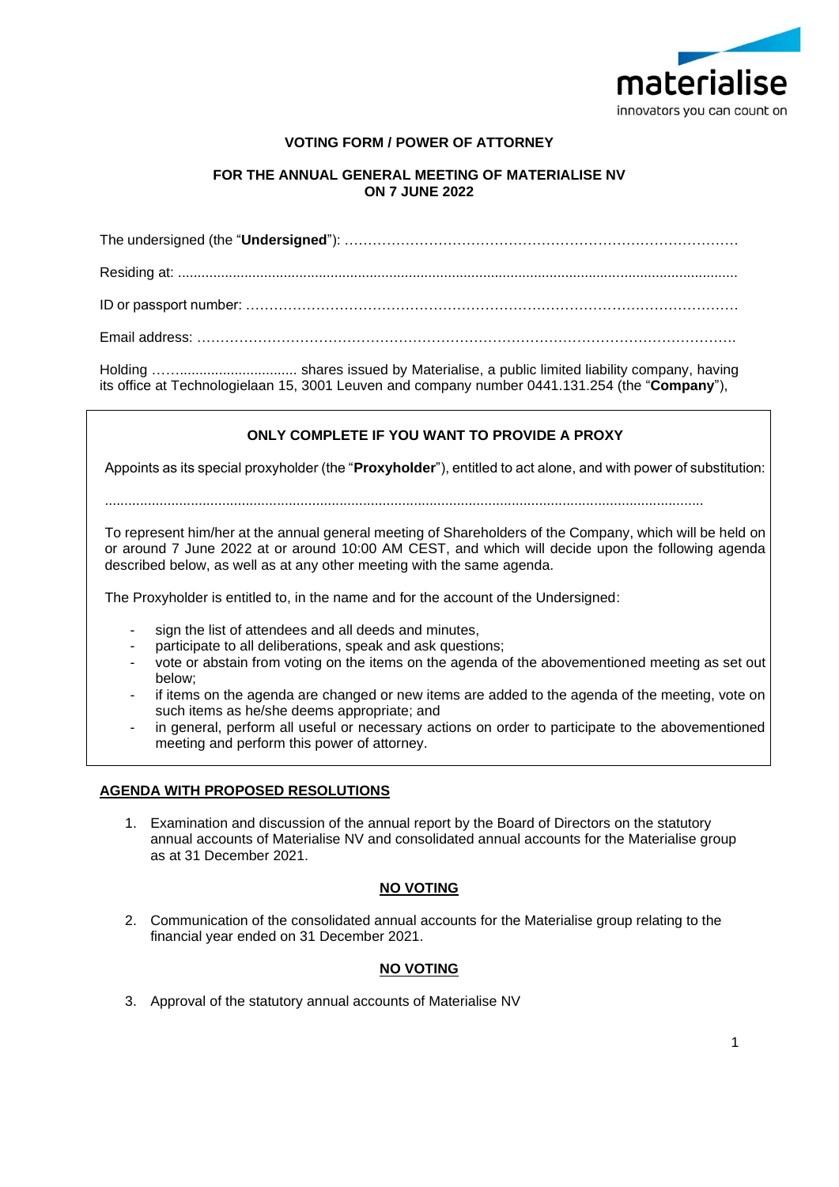**VOTING FORM / POWER OF ATTORNEY**

**FOR THE ANNUAL GENERAL MEETING OF MATERIALISE NV ON 7 JUNE 2022**

The undersigned (the "**Undersigned**"): …………………………………………………………………………

Residing at: ..............................................................................................................................................

ID or passport number: ……………………………………………………………………………………………

Email address: ……………………………………………………………………………………………………

Holding ……................................ shares issued by Materialise, a public limited liability company, having its office at Technologielaan 15, 3001 Leuven and company number 0441.131.254 (the "**Company**"),

**ONLY COMPLETE IF YOU WANT TO PROVIDE A PROXY**

Appoints as its special proxyholder (the "**Proxyholder**"), entitled to act alone, and with power of substitution:

.......................................................................................................................................................

To represent him/her at the annual general meeting of Shareholders of the Company, which will be held on or around 7 June 2022 at or around 10:00 AM CEST, and which will decide upon the following agenda described below, as well as at any other meeting with the same agenda.

The Proxyholder is entitled to, in the name and for the account of the Undersigned:

- sign the list of attendees and all deeds and minutes,
- participate to all deliberations, speak and ask questions;
- vote or abstain from voting on the items on the agenda of the abovementioned meeting as set out below;
- if items on the agenda are changed or new items are added to the agenda of the meeting, vote on such items as he/she deems appropriate; and
- in general, perform all useful or necessary actions on order to participate to the abovementioned meeting and perform this power of attorney.

**AGENDA WITH PROPOSED RESOLUTIONS**

1. Examination and discussion of the annual report by the Board of Directors on the statutory annual accounts of Materialise NV and consolidated annual accounts for the Materialise group as at 31 December 2021.

**NO VOTING**

2. Communication of the consolidated annual accounts for the Materialise group relating to the financial year ended on 31 December 2021.

**NO VOTING**

3. Approval of the statutory annual accounts of Materialise NV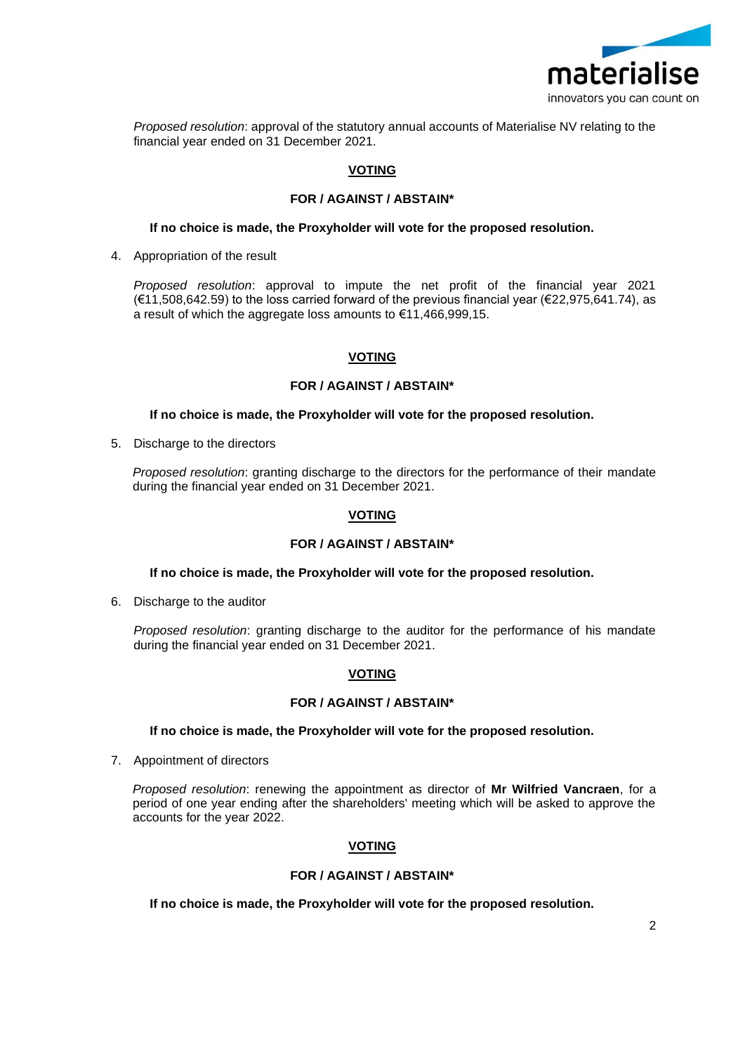*Proposed resolution*: approval of the statutory annual accounts of Materialise NV relating to the financial year ended on 31 December 2021.

**VOTING**

**FOR / AGAINST / ABSTAIN***

**If no choice is made, the Proxyholder will vote for the proposed resolution.**

4. Appropriation of the result

   *Proposed resolution*: approval to impute the net profit of the financial year 2021 (€11,508,642.59) to the loss carried forward of the previous financial year (€22,975,641.74), as a result of which the aggregate loss amounts to €11,466,999,15.

**VOTING**

**FOR / AGAINST / ABSTAIN***

**If no choice is made, the Proxyholder will vote for the proposed resolution.**

5. Discharge to the directors

   *Proposed resolution*: granting discharge to the directors for the performance of their mandate during the financial year ended on 31 December 2021.

**VOTING**

**FOR / AGAINST / ABSTAIN***

**If no choice is made, the Proxyholder will vote for the proposed resolution.**

6. Discharge to the auditor

   *Proposed resolution*: granting discharge to the auditor for the performance of his mandate during the financial year ended on 31 December 2021.

**VOTING**

**FOR / AGAINST / ABSTAIN***

**If no choice is made, the Proxyholder will vote for the proposed resolution.**

7. Appointment of directors

   *Proposed resolution*: renewing the appointment as director of **Mr Wilfried Vancraen**, for a period of one year ending after the shareholders' meeting which will be asked to approve the accounts for the year 2022.

**VOTING**

**FOR / AGAINST / ABSTAIN***

**If no choice is made, the Proxyholder will vote for the proposed resolution.**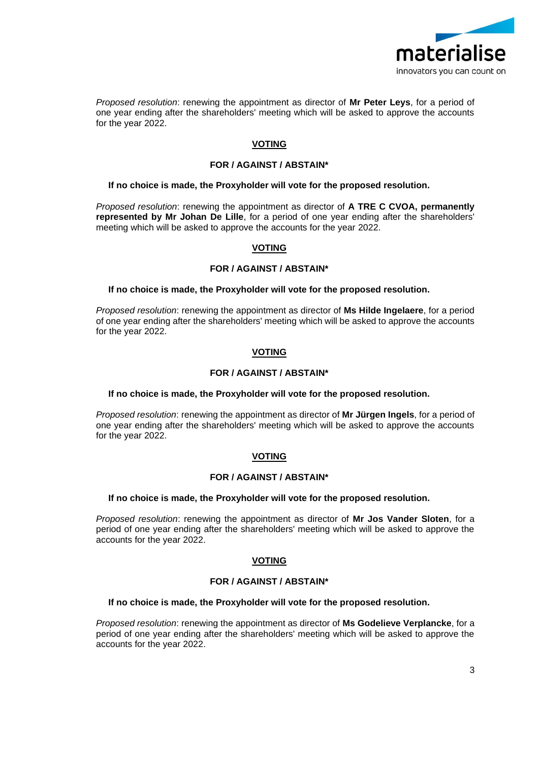*Proposed resolution*: renewing the appointment as director of **Mr Peter Leys**, for a period of one year ending after the shareholders' meeting which will be asked to approve the accounts for the year 2022.

**VOTING**

**FOR / AGAINST / ABSTAIN***

**If no choice is made, the Proxyholder will vote for the proposed resolution.**

*Proposed resolution*: renewing the appointment as director of **A TRE C CVOA, permanently represented by Mr Johan De Lille**, for a period of one year ending after the shareholders' meeting which will be asked to approve the accounts for the year 2022.

**VOTING**

**FOR / AGAINST / ABSTAIN***

**If no choice is made, the Proxyholder will vote for the proposed resolution.**

*Proposed resolution*: renewing the appointment as director of **Ms Hilde Ingelaere**, for a period of one year ending after the shareholders' meeting which will be asked to approve the accounts for the year 2022.

**VOTING**

**FOR / AGAINST / ABSTAIN***

**If no choice is made, the Proxyholder will vote for the proposed resolution.**

*Proposed resolution*: renewing the appointment as director of **Mr Jürgen Ingels**, for a period of one year ending after the shareholders' meeting which will be asked to approve the accounts for the year 2022.

**VOTING**

**FOR / AGAINST / ABSTAIN***

**If no choice is made, the Proxyholder will vote for the proposed resolution.**

*Proposed resolution*: renewing the appointment as director of **Mr Jos Vander Sloten**, for a period of one year ending after the shareholders' meeting which will be asked to approve the accounts for the year 2022.

**VOTING**

**FOR / AGAINST / ABSTAIN***

**If no choice is made, the Proxyholder will vote for the proposed resolution.**

*Proposed resolution*: renewing the appointment as director of **Ms Godelieve Verplancke**, for a period of one year ending after the shareholders' meeting which will be asked to approve the accounts for the year 2022.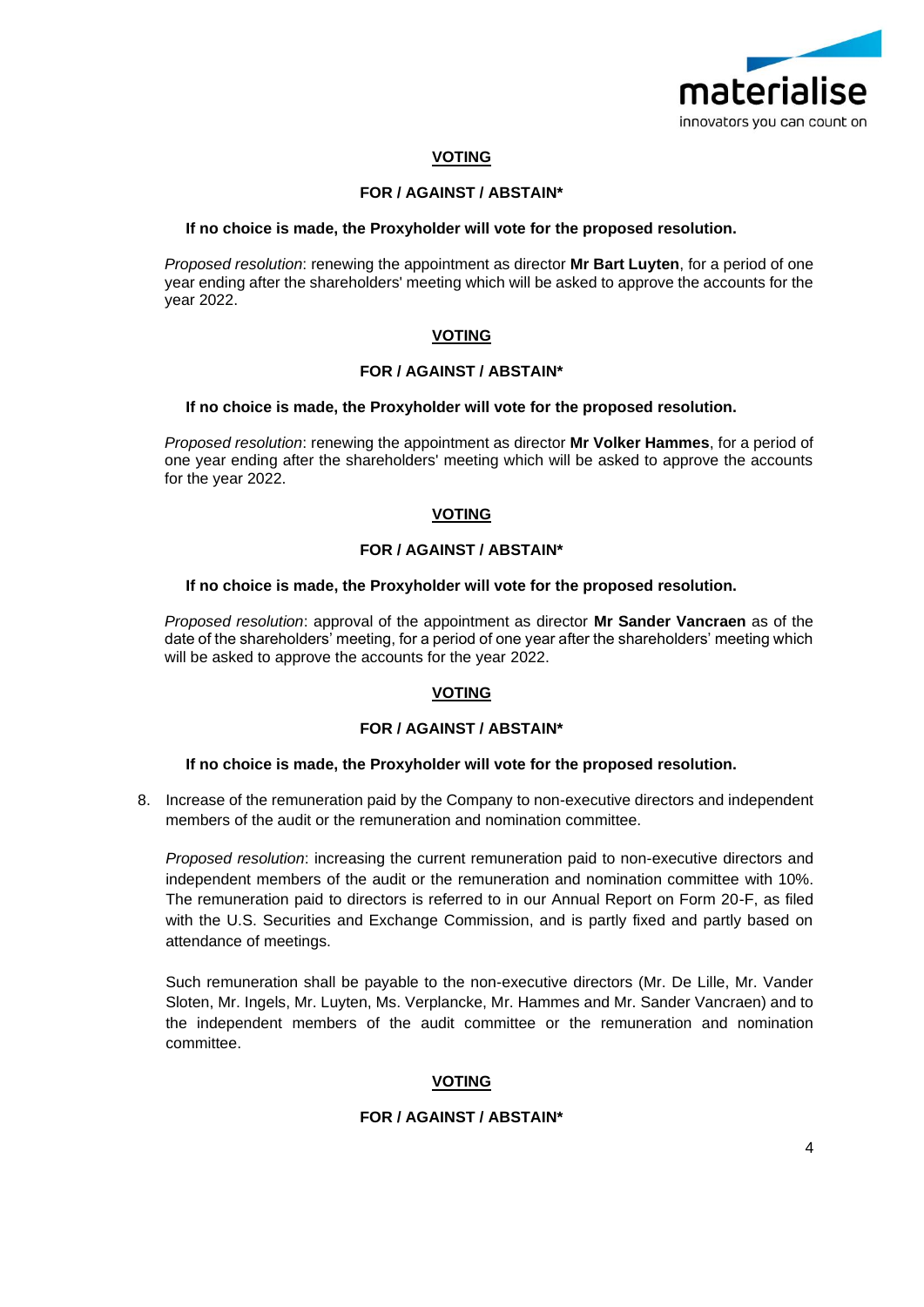**VOTING**

**FOR / AGAINST / ABSTAIN***

**If no choice is made, the Proxyholder will vote for the proposed resolution.**

*Proposed resolution*: renewing the appointment as director **Mr Bart Luyten**, for a period of one year ending after the shareholders' meeting which will be asked to approve the accounts for the year 2022.

**VOTING**

**FOR / AGAINST / ABSTAIN***

**If no choice is made, the Proxyholder will vote for the proposed resolution.**

*Proposed resolution*: renewing the appointment as director **Mr Volker Hammes**, for a period of one year ending after the shareholders' meeting which will be asked to approve the accounts for the year 2022.

**VOTING**

**FOR / AGAINST / ABSTAIN***

**If no choice is made, the Proxyholder will vote for the proposed resolution.**

*Proposed resolution*: approval of the appointment as director **Mr Sander Vancraen** as of the date of the shareholders' meeting, for a period of one year after the shareholders' meeting which will be asked to approve the accounts for the year 2022.

**VOTING**

**FOR / AGAINST / ABSTAIN***

**If no choice is made, the Proxyholder will vote for the proposed resolution.**

8. Increase of the remuneration paid by the Company to non-executive directors and independent members of the audit or the remuneration and nomination committee.

   *Proposed resolution*: increasing the current remuneration paid to non-executive directors and independent members of the audit or the remuneration and nomination committee with 10%. The remuneration paid to directors is referred to in our Annual Report on Form 20-F, as filed with the U.S. Securities and Exchange Commission, and is partly fixed and partly based on attendance of meetings.

   Such remuneration shall be payable to the non-executive directors (Mr. De Lille, Mr. Vander Sloten, Mr. Ingels, Mr. Luyten, Ms. Verplancke, Mr. Hammes and Mr. Sander Vancraen) and to the independent members of the audit committee or the remuneration and nomination committee.

**VOTING**

**FOR / AGAINST / ABSTAIN***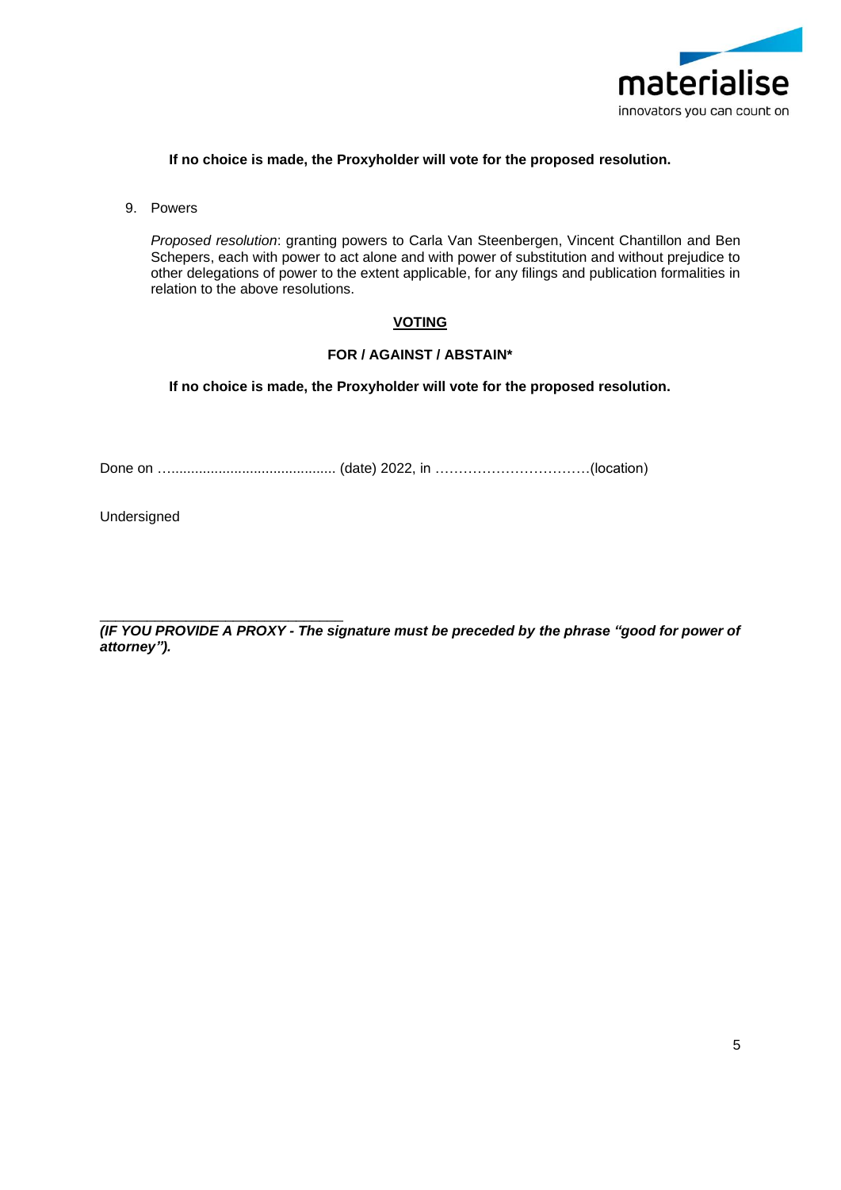**If no choice is made, the Proxyholder will vote for the proposed resolution.**

9. Powers

   *Proposed resolution*: granting powers to Carla Van Steenbergen, Vincent Chantillon and Ben Schepers, each with power to act alone and with power of substitution and without prejudice to other delegations of power to the extent applicable, for any filings and publication formalities in relation to the above resolutions.

**VOTING**

**FOR / AGAINST / ABSTAIN***

**If no choice is made, the Proxyholder will vote for the proposed resolution.**

Done on …......................................... (date) 2022, in ……………………………(location)

Undersigned

_______________________________

***(IF YOU PROVIDE A PROXY - The signature must be preceded by the phrase "good for power of attorney").***